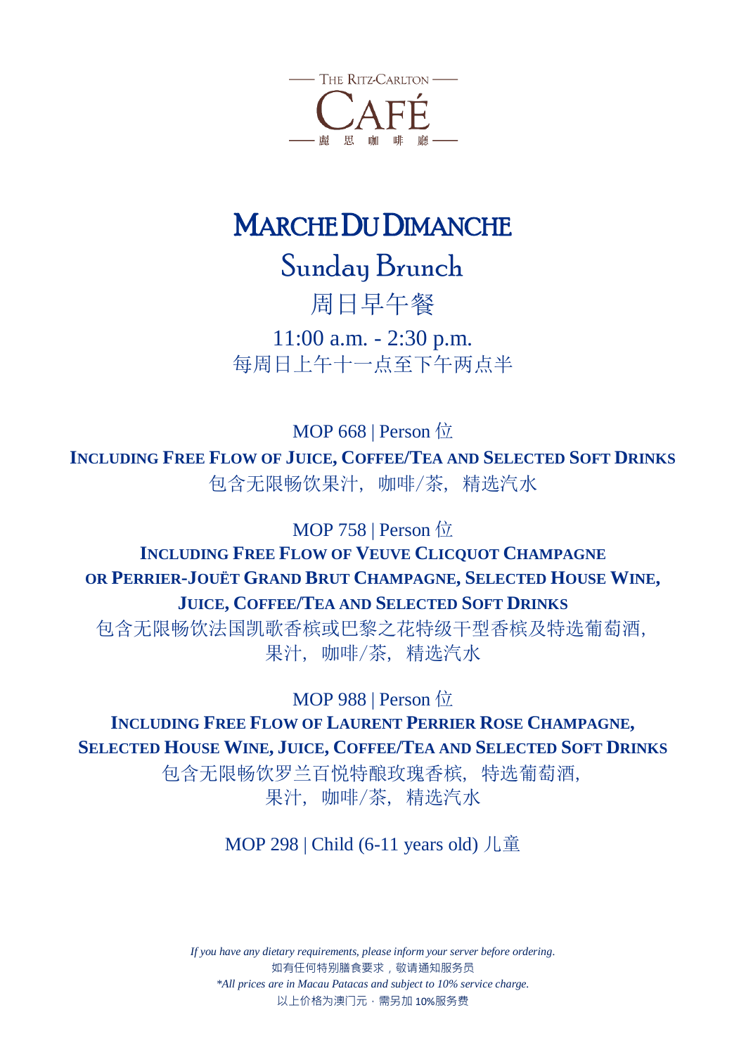THE RITZ-CARLTON

# CAFÉ

麗思咖啡廳

# MARCHE DU DIMANCHE

## Sunday Brunch

## 周日早午餐

11:00 a.m. - 2:30 p.m.

每周日上午十一点至下午两点半

MOP 668 | Person 位

**INCLUDING FREE FLOW OF JUICE, COFFEE/TEA AND SELECTED SOFT DRINKS**

包含无限畅饮果汁，咖啡/茶，精选汽水

MOP 758 | Person 位

**INCLUDING FREE FLOW OF VEUVE CLICQUOT CHAMPAGNE OR PERRIER-JOUËT GRAND BRUT CHAMPAGNE, SELECTED HOUSE WINE, JUICE, COFFEE/TEA AND SELECTED SOFT DRINKS**

包含无限畅饮法国凯歌香槟或巴黎之花特级干型香槟及特选葡萄酒，果汁，咖啡/茶，精选汽水

MOP 988 | Person 位

**INCLUDING FREE FLOW OF LAURENT PERRIER ROSE CHAMPAGNE, SELECTED HOUSE WINE, JUICE, COFFEE/TEA AND SELECTED SOFT DRINKS**

包含无限畅饮罗兰百悦特酿玫瑰香槟，特选葡萄酒，果汁，咖啡/茶，精选汽水

MOP 298 | Child (6-11 years old) 儿童

*If you have any dietary requirements, please inform your server before ordering.*

如有任何特别膳食要求，敬请通知服务员

*\*All prices are in Macau Patacas and subject to 10% service charge.*

以上价格为澳门元，需另加 10%服务费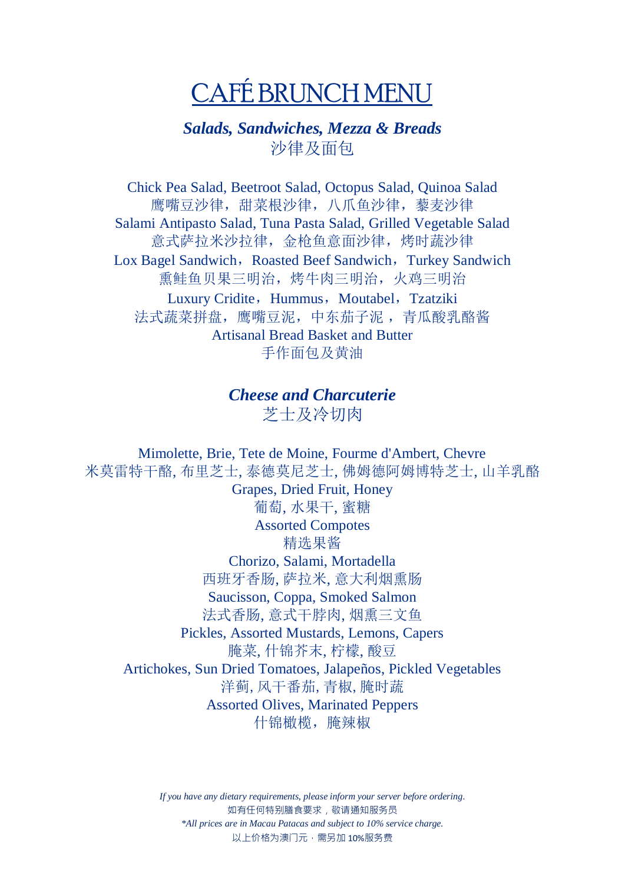# CAFÉ BRUNCH MENU

### ***Salads, Sandwiches, Mezza & Breads***
### 沙律及面包

Chick Pea Salad, Beetroot Salad, Octopus Salad, Quinoa Salad
鹰嘴豆沙律，甜菜根沙律，八爪鱼沙律，藜麦沙律
Salami Antipasto Salad, Tuna Pasta Salad, Grilled Vegetable Salad
意式萨拉米沙拉律，金枪鱼意面沙律，烤时蔬沙律
Lox Bagel Sandwich，Roasted Beef Sandwich，Turkey Sandwich
熏鲑鱼贝果三明治，烤牛肉三明治，火鸡三明治
Luxury Cridite，Hummus，Moutabel，Tzatziki
法式蔬菜拼盘，鹰嘴豆泥，中东茄子泥 ，青瓜酸乳酪酱
Artisanal Bread Basket and Butter
手作面包及黄油

### ***Cheese and Charcuterie***
### 芝士及冷切肉

Mimolette, Brie, Tete de Moine, Fourme d'Ambert, Chevre
米莫雷特干酪, 布里芝士, 泰德莫尼芝士, 佛姆德阿姆博特芝士, 山羊乳酪
Grapes, Dried Fruit, Honey
葡萄, 水果干, 蜜糖
Assorted Compotes
精选果酱
Chorizo, Salami, Mortadella
西班牙香肠, 萨拉米, 意大利烟熏肠
Saucisson, Coppa, Smoked Salmon
法式香肠, 意式干脖肉, 烟熏三文鱼
Pickles, Assorted Mustards, Lemons, Capers
腌菜, 什锦芥末, 柠檬, 酸豆
Artichokes, Sun Dried Tomatoes, Jalapeños, Pickled Vegetables
洋蓟, 风干番茄, 青椒, 腌时蔬
Assorted Olives, Marinated Peppers
什锦橄榄，腌辣椒

*If you have any dietary requirements, please inform your server before ordering.*
如有任何特别膳食要求，敬请通知服务员
*\*All prices are in Macau Patacas and subject to 10% service charge.*
以上价格为澳门元，需另加 10%服务费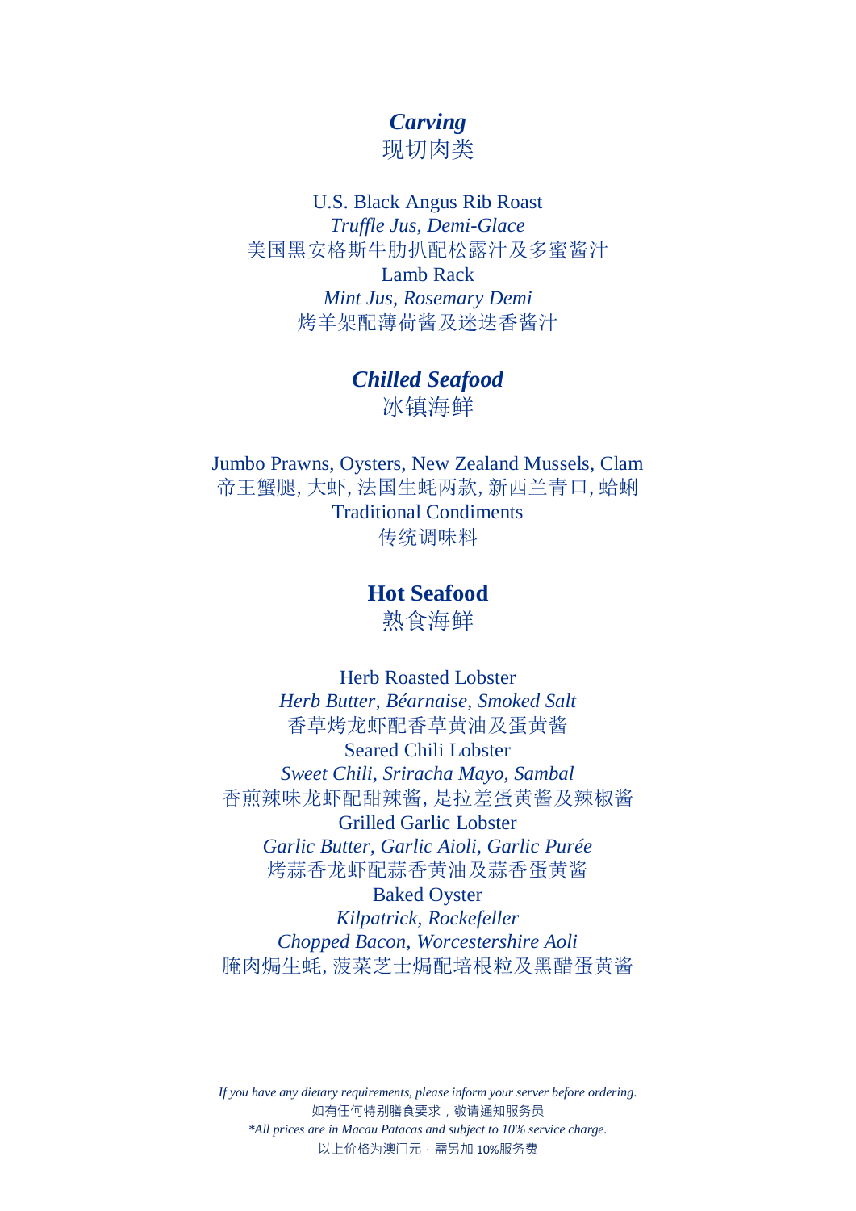## *Carving*
## 现切肉类

U.S. Black Angus Rib Roast
*Truffle Jus, Demi-Glace*
美国黑安格斯牛肋扒配松露汁及多蜜酱汁
Lamb Rack
*Mint Jus, Rosemary Demi*
烤羊架配薄荷酱及迷迭香酱汁

## *Chilled Seafood*
## 冰镇海鲜

Jumbo Prawns, Oysters, New Zealand Mussels, Clam
帝王蟹腿, 大虾, 法国生蚝两款, 新西兰青口, 蛤蜊
Traditional Condiments
传统调味料

## Hot Seafood
## 熟食海鲜

Herb Roasted Lobster
*Herb Butter, Béarnaise, Smoked Salt*
香草烤龙虾配香草黄油及蛋黄酱
Seared Chili Lobster
*Sweet Chili, Sriracha Mayo, Sambal*
香煎辣味龙虾配甜辣酱, 是拉差蛋黄酱及辣椒酱
Grilled Garlic Lobster
*Garlic Butter, Garlic Aioli, Garlic Purée*
烤蒜香龙虾配蒜香黄油及蒜香蛋黄酱
Baked Oyster
*Kilpatrick, Rockefeller*
*Chopped Bacon, Worcestershire Aoli*
腌肉焗生蚝, 菠菜芝士焗配培根粒及黑醋蛋黄酱

*If you have any dietary requirements, please inform your server before ordering.*
如有任何特别膳食要求，敬请通知服务员
*\*All prices are in Macau Patacas and subject to 10% service charge.*
以上价格为澳门元，需另加 10%服务费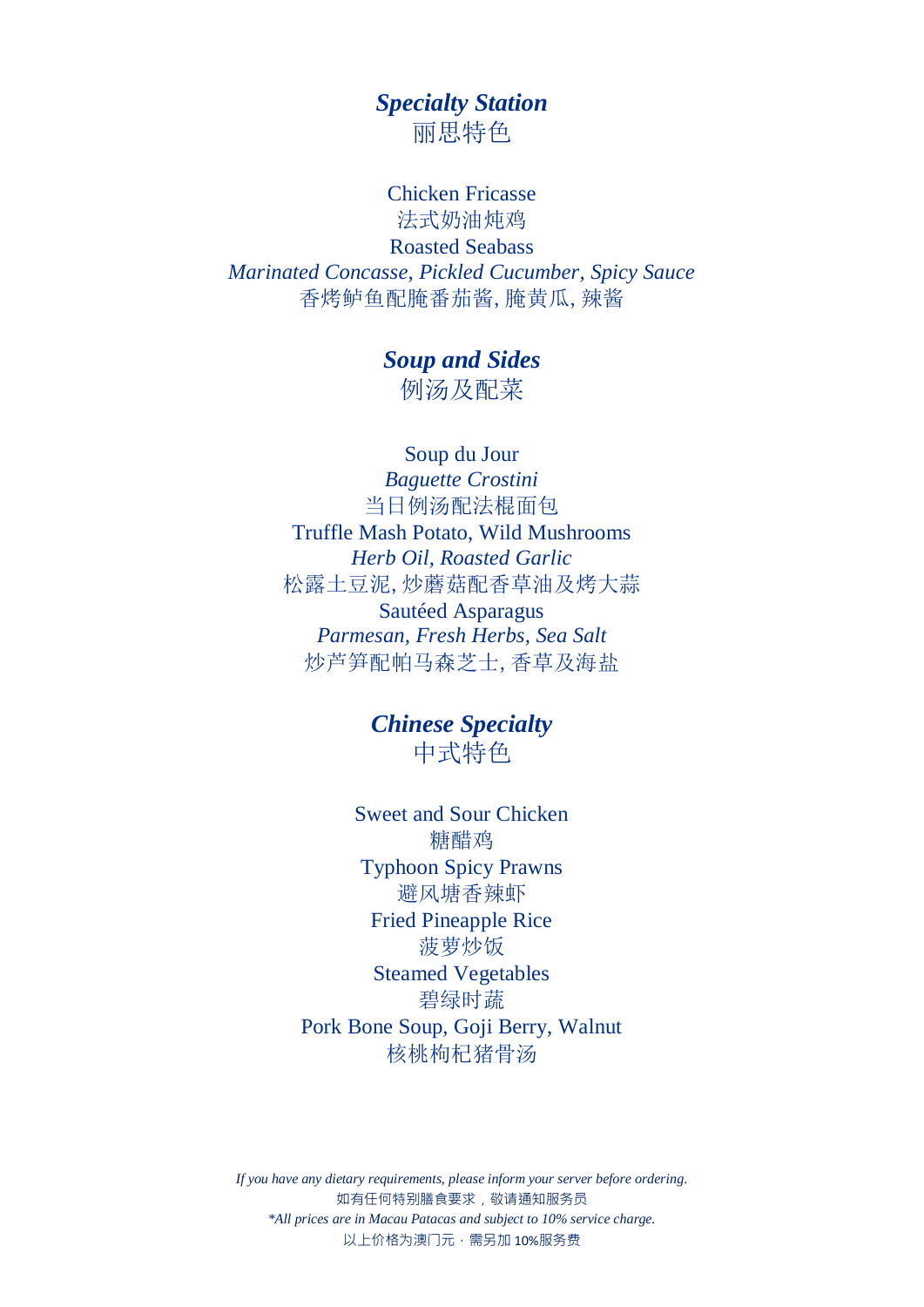## *Specialty Station*
## 丽思特色

Chicken Fricasse
法式奶油炖鸡
Roasted Seabass
*Marinated Concasse, Pickled Cucumber, Spicy Sauce*
香烤鲈鱼配腌番茄酱, 腌黄瓜, 辣酱

## *Soup and Sides*
## 例汤及配菜

Soup du Jour
*Baguette Crostini*
当日例汤配法棍面包
Truffle Mash Potato, Wild Mushrooms
*Herb Oil, Roasted Garlic*
松露土豆泥, 炒蘑菇配香草油及烤大蒜
Sautéed Asparagus
*Parmesan, Fresh Herbs, Sea Salt*
炒芦笋配帕马森芝士, 香草及海盐

## *Chinese Specialty*
## 中式特色

Sweet and Sour Chicken
糖醋鸡
Typhoon Spicy Prawns
避风塘香辣虾
Fried Pineapple Rice
菠萝炒饭
Steamed Vegetables
碧绿时蔬
Pork Bone Soup, Goji Berry, Walnut
核桃枸杞猪骨汤

*If you have any dietary requirements, please inform your server before ordering.*
如有任何特别膳食要求，敬请通知服务员
*\*All prices are in Macau Patacas and subject to 10% service charge.*
以上价格为澳门元，需另加 10%服务费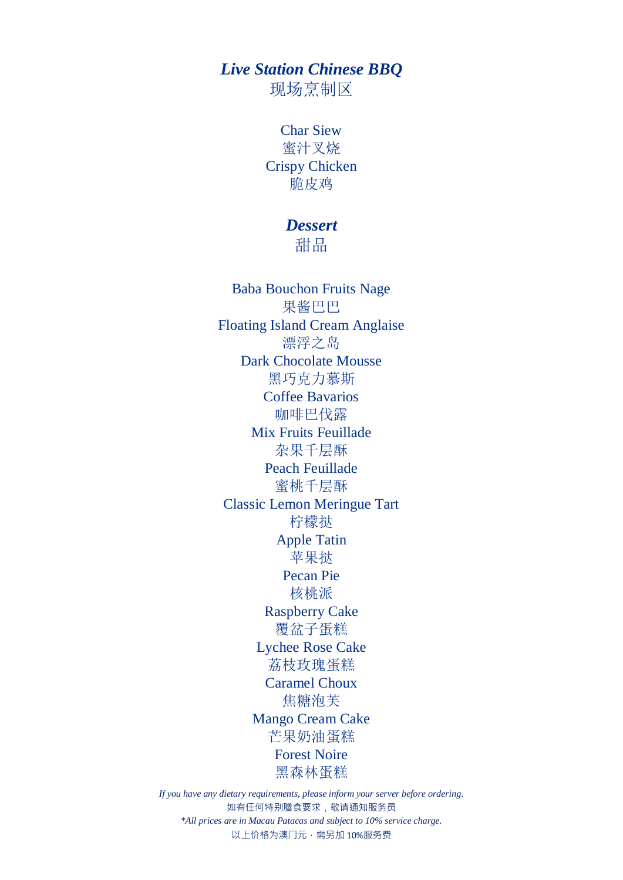## *Live Station Chinese BBQ*
## 现场烹制区

Char Siew
蜜汁叉烧
Crispy Chicken
脆皮鸡

## *Dessert*
## 甜品

Baba Bouchon Fruits Nage
果酱巴巴
Floating Island Cream Anglaise
漂浮之岛
Dark Chocolate Mousse
黑巧克力慕斯
Coffee Bavarios
咖啡巴伐露
Mix Fruits Feuillade
杂果千层酥
Peach Feuillade
蜜桃千层酥
Classic Lemon Meringue Tart
柠檬挞
Apple Tatin
苹果挞
Pecan Pie
核桃派
Raspberry Cake
覆盆子蛋糕
Lychee Rose Cake
荔枝玫瑰蛋糕
Caramel Choux
焦糖泡芙
Mango Cream Cake
芒果奶油蛋糕
Forest Noire
黑森林蛋糕

*If you have any dietary requirements, please inform your server before ordering.*
如有任何特别膳食要求，敬请通知服务员
*\*All prices are in Macau Patacas and subject to 10% service charge.*
以上价格为澳门元，需另加 10%服务费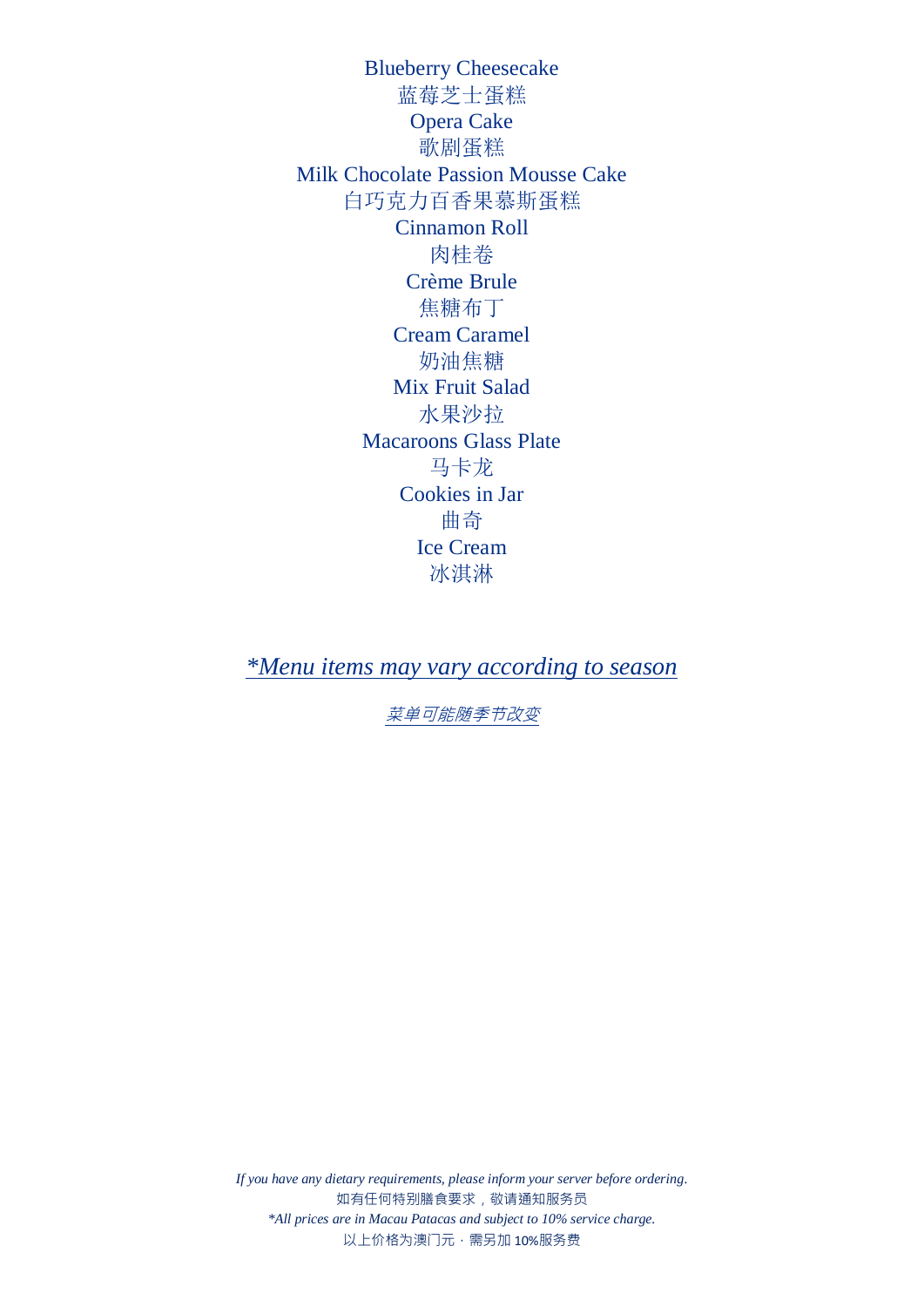Blueberry Cheesecake
蓝莓芝士蛋糕

Opera Cake
歌剧蛋糕

Milk Chocolate Passion Mousse Cake
白巧克力百香果慕斯蛋糕

Cinnamon Roll
肉桂卷

Crème Brule
焦糖布丁

Cream Caramel
奶油焦糖

Mix Fruit Salad
水果沙拉

Macaroons Glass Plate
马卡龙

Cookies in Jar
曲奇

Ice Cream
冰淇淋

*Menu items may vary according to season*

*菜单可能随季节改变*

*If you have any dietary requirements, please inform your server before ordering.*
如有任何特别膳食要求，敬请通知服务员

**All prices are in Macau Patacas and subject to 10% service charge.*
以上价格为澳门元 · 需另加 10%服务费